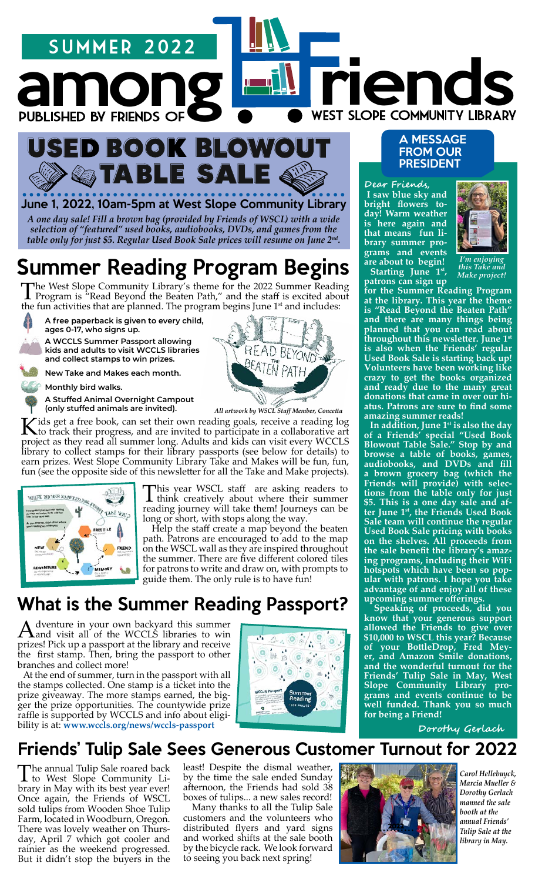# SUMMER 2022

# among Friends

PUBLISHED BY FRIENDS OF WEST SLOPE COMMUNITY LIBRARY

## USED BOOK BLOWOUT TABLE SALE

**June 1, 2022, 10am-5pm at West Slope Community Library**

*A one day sale! Fill a brown bag (provided by Friends of WSCL) with a wide selection of "featured" used books, audiobooks, DVDs, and games from the table only for just $5. Regular Used Book Sale prices will resume on June 2nd.*

## Summer Reading Program Begins

The West Slope Community Library's theme for the 2022 Summer Reading Program is "Read Beyond the Beaten Path," and the staff is excited about the fun activities that are planned. The program begins June 1st and includes:

- **A free paperback is given to every child, ages 0-17, who signs up.**
- **A WCCLS Summer Passport allowing kids and adults to visit WCCLS libraries and collect stamps to win prizes.**
- **New Take and Makes each month.**
- **Monthly bird walks.**
- **A Stuffed Animal Overnight Campout (only stuffed animals are invited).**

*All artwork by WSCL Staff Member, Concetta*

Kids get a free book, can set their own reading goals, receive a reading log to track their progress, and are invited to participate in a collaborative art project as they read all summer long. Adults and kids can visit every WCCLS library to collect stamps for their library passports (see below for details) to earn prizes. West Slope Community Library Take and Makes will be fun, fun, fun (see the opposite side of this newsletter for all the Take and Make projects).

This year WSCL staff are asking readers to think creatively about where their summer reading journey will take them! Journeys can be long or short, with stops along the way.

Help the staff create a map beyond the beaten path. Patrons are encouraged to add to the map on the WSCL wall as they are inspired throughout the summer. There are five different colored tiles for patrons to write and draw on, with prompts to guide them. The only rule is to have fun!

## What is the Summer Reading Passport?

Adventure in your own backyard this summer and visit all of the WCCLS libraries to win prizes! Pick up a passport at the library and receive the first stamp. Then, bring the passport to other branches and collect more!

At the end of summer, turn in the passport with all the stamps collected. One stamp is a ticket into the prize giveaway. The more stamps earned, the bigger the prize opportunities. The countywide prize raffle is supported by WCCLS and info about eligibility is at: **www.wccls.org/news/wccls-passport**

## A MESSAGE FROM OUR PRESIDENT

**Dear Friends,**

**I saw blue sky and bright flowers today! Warm weather is here again and that means fun library summer programs and events are about to begin!**

*I'm enjoying this Take and Make project!*

**Starting June 1st, patrons can sign up for the Summer Reading Program at the library. This year the theme is "Read Beyond the Beaten Path" and there are many things being planned that you can read about throughout this newsletter. June 1st is also when the Friends' regular Used Book Sale is starting back up! Volunteers have been working like crazy to get the books organized and ready due to the many great donations that came in over our hiatus. Patrons are sure to find some amazing summer reads!**

**In addition, June 1st is also the day of a Friends' special "Used Book Blowout Table Sale." Stop by and browse a table of books, games, audiobooks, and DVDs and fill a brown grocery bag (which the Friends will provide) with selections from the table only for just $5. This is a one day sale and after June 1st, the Friends Used Book Sale team will continue the regular Used Book Sale pricing with books on the shelves. All proceeds from the sale benefit the library's amazing programs, including their WiFi hotspots which have been so popular with patrons. I hope you take advantage of and enjoy all of these upcoming summer offerings.**

**Speaking of proceeds, did you know that your generous support allowed the Friends to give over $10,000 to WSCL this year? Because of your BottleDrop, Fred Meyer, and Amazon Smile donations, and the wonderful turnout for the Friends' Tulip Sale in May, West Slope Community Library programs and events continue to be well funded. Thank you so much for being a Friend!**

**Dorothy Gerlach**

## Friends' Tulip Sale Sees Generous Customer Turnout for 2022

The annual Tulip Sale roared back to West Slope Community Library in May with its best year ever! Once again, the Friends of WSCL sold tulips from Wooden Shoe Tulip Farm, located in Woodburn, Oregon. There was lovely weather on Thursday, April 7 which got cooler and rainier as the weekend progressed. But it didn't stop the buyers in the least! Despite the dismal weather, by the time the sale ended Sunday afternoon, the Friends had sold 38 boxes of tulips... a new sales record!

Many thanks to all the Tulip Sale customers and the volunteers who distributed flyers and yard signs and worked shifts at the sale booth by the bicycle rack. We look forward to seeing you back next spring!

*Carol Hellebuyck, Marcia Mueller & Dorothy Gerlach manned the sale booth at the annual Friends' Tulip Sale at the library in May.*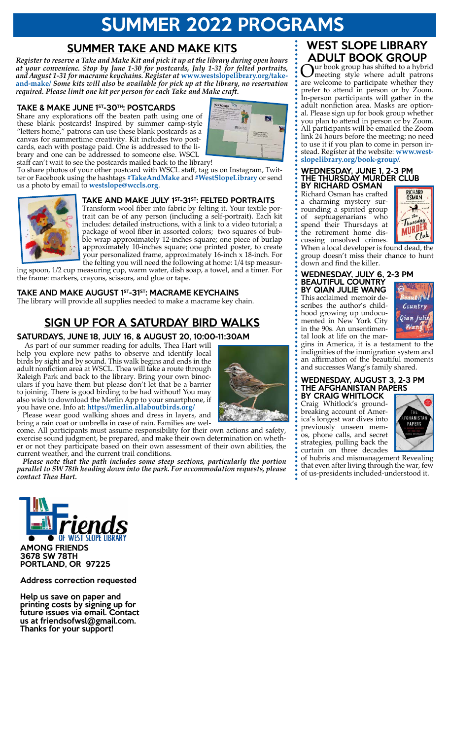# SUMMER 2022 PROGRAMS

## SUMMER TAKE AND MAKE KITS

***Register to reserve a Take and Make Kit and pick it up at the library during open hours at your convenienc. Stop by June 1-30 for postcards, July 1-31 for felted portraits, and August 1-31 for macrame keychains. Register at* www.westslopelibrary.org/take-and-make/ *Some kits will also be available for pick up at the library, no reservation required. Please limit one kit per person for each Take and Make craft.***

### TAKE & MAKE JUNE 1ST-30TH: POSTCARDS

Share any explorations off the beaten path using one of these blank postcards! Inspired by summer camp-style "letters home," patrons can use these blank postcards as a canvas for summertime creativity. Kit includes two postcards, each with postage paid. One is addressed to the library and one can be addressed to someone else. WSCL staff can't wait to see the postcards mailed back to the library!

To share photos of your other postcard with WSCL staff, tag us on Instagram, Twitter or Facebook using the hashtags **#TakeAndMake** and **#WestSlopeLibrary** or send us a photo by email to **westslope@wccls.org**.

### TAKE AND MAKE JULY 1ST-31ST: FELTED PORTRAITS

Transform wool fiber into fabric by felting it. Your textile portrait can be of any person (including a self-portrait). Each kit includes: detailed instructions, with a link to a video tutorial; a package of wool fiber in assorted colors; two squares of bubble wrap approximately 12-inches square; one piece of burlap approximately 10-inches square; one printed poster, to create your personalized frame, approximately 16-inch x 18-inch. For the felting you will need the following at home: 1/4 tsp measuring spoon, 1/2 cup measuring cup, warm water, dish soap, a towel, and a timer. For the frame: markers, crayons, scissors, and glue or tape.

### TAKE AND MAKE AUGUST 1ST-31ST: MACRAME KEYCHAINS

The library will provide all supplies needed to make a macrame key chain.

## SIGN UP FOR A SATURDAY BIRD WALKS

### SATURDAYS, JUNE 18, JULY 16, & AUGUST 20, 10:00-11:30AM

As part of our summer reading for adults, Thea Hart will help you explore new paths to observe and identify local birds by sight and by sound. This walk begins and ends in the adult nonfiction area at WSCL. Thea will take a route through Raleigh Park and back to the library. Bring your own binoculars if you have them but please don't let that be a barrier to joining. There is good birding to be had without! You may also wish to download the Merlin App to your smartphone, if you have one. Info at: **https://merlin.allaboutbirds.org/**

Please wear good walking shoes and dress in layers, and bring a rain coat or umbrella in case of rain. Families are welcome. All participants must assume responsibility for their own actions and safety, exercise sound judgment, be prepared, and make their own determination on whether or not they participate based on their own assessment of their own abilities, the current weather, and the current trail conditions.

***Please note that the path includes some steep sections, particularly the portion parallel to SW 78th heading down into the park. For accommodation requests, please contact Thea Hart.***

## WEST SLOPE LIBRARY ADULT BOOK GROUP

Our book group has shifted to a hybrid meeting style where adult patrons are welcome to participate whether they prefer to attend in person or by Zoom. In-person participants will gather in the adult nonfiction area. Masks are optional. Please sign up for book group whether you plan to attend in person or by Zoom. All participants will be emailed the Zoom link 24 hours before the meeting; no need to use it if you plan to come in person instead. Register at the website: **www.westslopelibrary.org/book-group/**.

### WEDNESDAY, JUNE 1, 2-3 PM THE THURSDAY MURDER CLUB BY RICHARD OSMAN

Richard Osman has crafted a charming mystery surrounding a spirited group of septuagenarians who spend their Thursdays at the retirement home discussing unsolved crimes. When a local developer is found dead, the group doesn't miss their chance to hunt down and find the killer.

### WEDNESDAY, JULY 6, 2-3 PM BEAUTIFUL COUNTRY BY QIAN JULIE WANG

This acclaimed memoir describes the author's childhood growing up undocumented in New York City in the 90s. An unsentimental look at life on the margins in America, it is a testament to the indignities of the immigration system and an affirmation of the beautiful moments and successes Wang's family shared.

### WEDNESDAY, AUGUST 3, 2-3 PM THE AFGHANISTAN PAPERS BY CRAIG WHITLOCK

Craig Whitlock's groundbreaking account of America's longest war dives into previously unseen memos, phone calls, and secret strategies, pulling back the curtain on three decades of hubris and mismanagement Revealing that even after living through the war, few of us-presidents included-understood it.

Friends OF WEST SLOPE LIBRARY

**AMONG FRIENDS**
**3678 SW 78TH**
**PORTLAND, OR 97225**

**Address correction requested**

**Help us save on paper and printing costs by signing up for future issues via email. Contact us at friendsofwsl@gmail.com. Thanks for your support!**